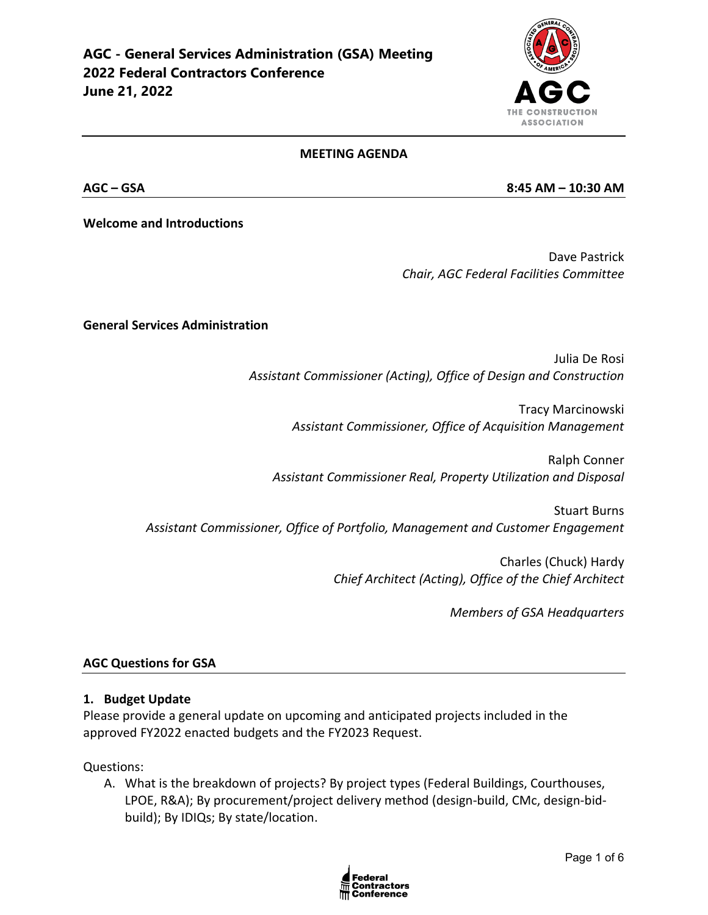# AGC - General Services Administration (GSA) Meeting
# 2022 Federal Contractors Conference
# June 21, 2022

**MEETING AGENDA**

**AGC – GSA** **8:45 AM – 10:30 AM**

**Welcome and Introductions**

Dave Pastrick
*Chair, AGC Federal Facilities Committee*

**General Services Administration**

Julia De Rosi
*Assistant Commissioner (Acting), Office of Design and Construction*

Tracy Marcinowski
*Assistant Commissioner, Office of Acquisition Management*

Ralph Conner
*Assistant Commissioner Real, Property Utilization and Disposal*

Stuart Burns
*Assistant Commissioner, Office of Portfolio, Management and Customer Engagement*

Charles (Chuck) Hardy
*Chief Architect (Acting), Office of the Chief Architect*

*Members of GSA Headquarters*

## AGC Questions for GSA

### 1. Budget Update

Please provide a general update on upcoming and anticipated projects included in the approved FY2022 enacted budgets and the FY2023 Request.

Questions:

A. What is the breakdown of projects? By project types (Federal Buildings, Courthouses, LPOE, R&A); By procurement/project delivery method (design-build, CMc, design-bid-build); By IDIQs; By state/location.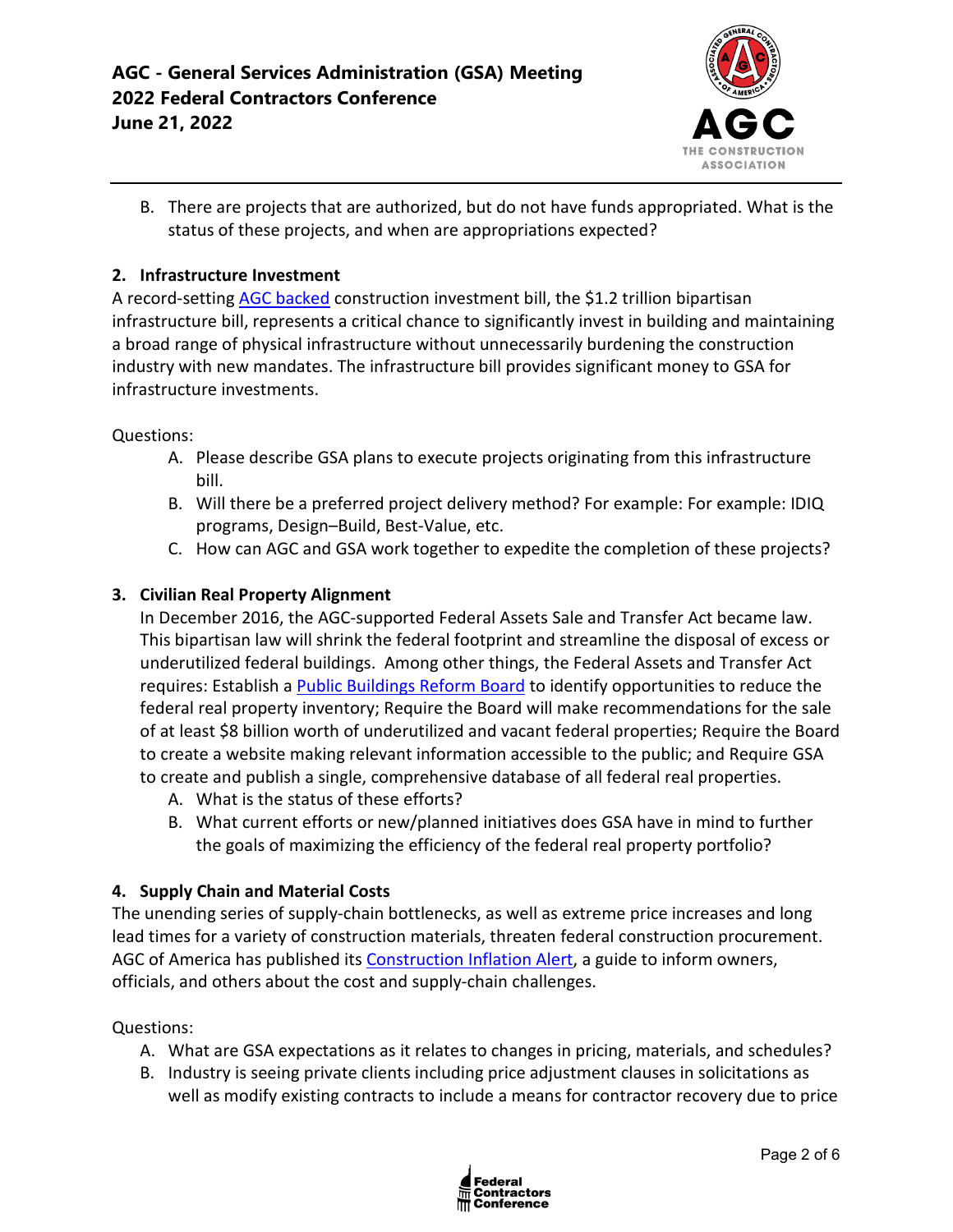B. There are projects that are authorized, but do not have funds appropriated. What is the status of these projects, and when are appropriations expected?

**2. Infrastructure Investment**

A record-setting AGC backed construction investment bill, the $1.2 trillion bipartisan infrastructure bill, represents a critical chance to significantly invest in building and maintaining a broad range of physical infrastructure without unnecessarily burdening the construction industry with new mandates. The infrastructure bill provides significant money to GSA for infrastructure investments.

Questions:

A. Please describe GSA plans to execute projects originating from this infrastructure bill.
B. Will there be a preferred project delivery method? For example: For example: IDIQ programs, Design–Build, Best-Value, etc.
C. How can AGC and GSA work together to expedite the completion of these projects?

**3. Civilian Real Property Alignment**

In December 2016, the AGC-supported Federal Assets Sale and Transfer Act became law. This bipartisan law will shrink the federal footprint and streamline the disposal of excess or underutilized federal buildings. Among other things, the Federal Assets and Transfer Act requires: Establish a Public Buildings Reform Board to identify opportunities to reduce the federal real property inventory; Require the Board will make recommendations for the sale of at least $8 billion worth of underutilized and vacant federal properties; Require the Board to create a website making relevant information accessible to the public; and Require GSA to create and publish a single, comprehensive database of all federal real properties.

A. What is the status of these efforts?
B. What current efforts or new/planned initiatives does GSA have in mind to further the goals of maximizing the efficiency of the federal real property portfolio?

**4. Supply Chain and Material Costs**

The unending series of supply-chain bottlenecks, as well as extreme price increases and long lead times for a variety of construction materials, threaten federal construction procurement. AGC of America has published its Construction Inflation Alert, a guide to inform owners, officials, and others about the cost and supply-chain challenges.

Questions:

A. What are GSA expectations as it relates to changes in pricing, materials, and schedules?
B. Industry is seeing private clients including price adjustment clauses in solicitations as well as modify existing contracts to include a means for contractor recovery due to price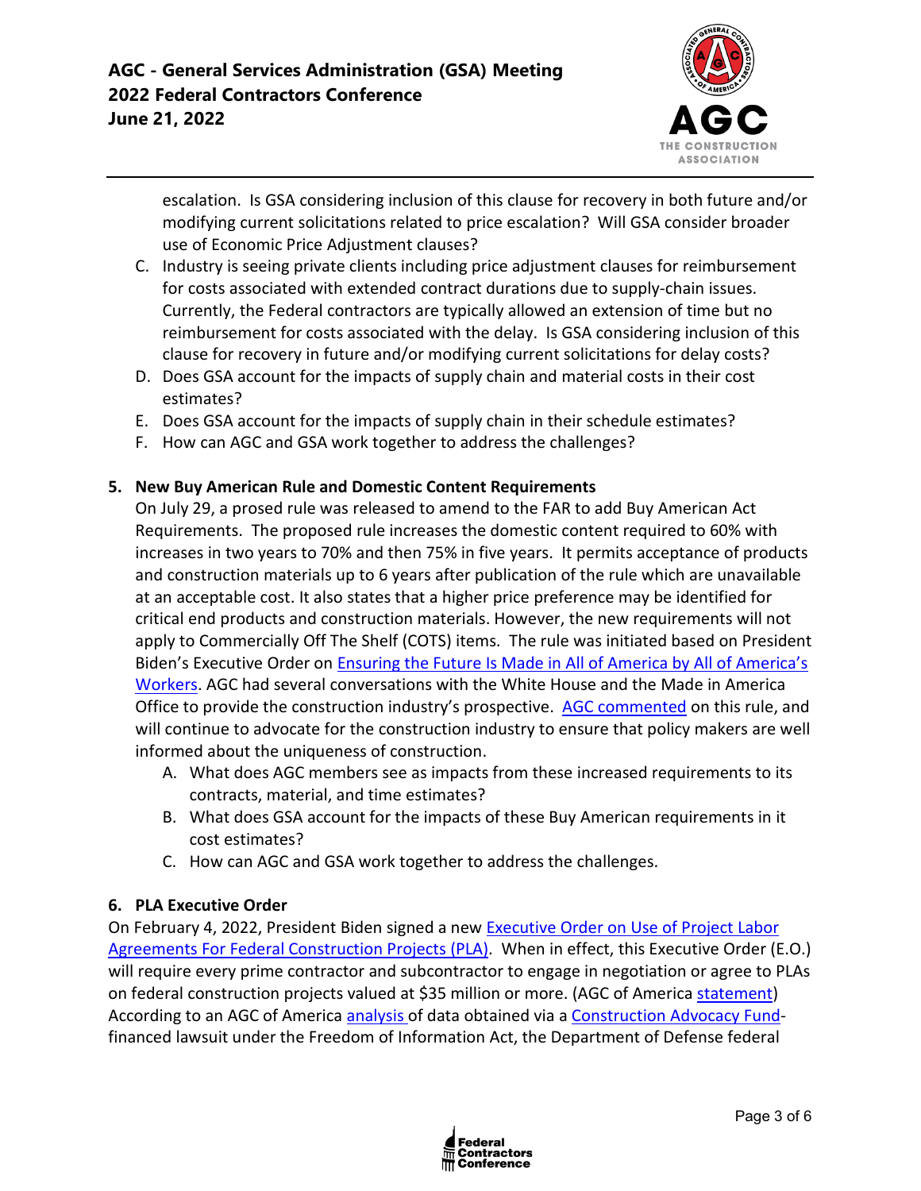escalation. Is GSA considering inclusion of this clause for recovery in both future and/or modifying current solicitations related to price escalation? Will GSA consider broader use of Economic Price Adjustment clauses?

C. Industry is seeing private clients including price adjustment clauses for reimbursement for costs associated with extended contract durations due to supply-chain issues. Currently, the Federal contractors are typically allowed an extension of time but no reimbursement for costs associated with the delay. Is GSA considering inclusion of this clause for recovery in future and/or modifying current solicitations for delay costs?
D. Does GSA account for the impacts of supply chain and material costs in their cost estimates?
E. Does GSA account for the impacts of supply chain in their schedule estimates?
F. How can AGC and GSA work together to address the challenges?

**5. New Buy American Rule and Domestic Content Requirements**

On July 29, a prosed rule was released to amend to the FAR to add Buy American Act Requirements. The proposed rule increases the domestic content required to 60% with increases in two years to 70% and then 75% in five years. It permits acceptance of products and construction materials up to 6 years after publication of the rule which are unavailable at an acceptable cost. It also states that a higher price preference may be identified for critical end products and construction materials. However, the new requirements will not apply to Commercially Off The Shelf (COTS) items. The rule was initiated based on President Biden's Executive Order on Ensuring the Future Is Made in All of America by All of America's Workers. AGC had several conversations with the White House and the Made in America Office to provide the construction industry's prospective. AGC commented on this rule, and will continue to advocate for the construction industry to ensure that policy makers are well informed about the uniqueness of construction.

A. What does AGC members see as impacts from these increased requirements to its contracts, material, and time estimates?
B. What does GSA account for the impacts of these Buy American requirements in it cost estimates?
C. How can AGC and GSA work together to address the challenges.

**6. PLA Executive Order**

On February 4, 2022, President Biden signed a new Executive Order on Use of Project Labor Agreements For Federal Construction Projects (PLA). When in effect, this Executive Order (E.O.) will require every prime contractor and subcontractor to engage in negotiation or agree to PLAs on federal construction projects valued at $35 million or more. (AGC of America statement) According to an AGC of America analysis of data obtained via a Construction Advocacy Fund-financed lawsuit under the Freedom of Information Act, the Department of Defense federal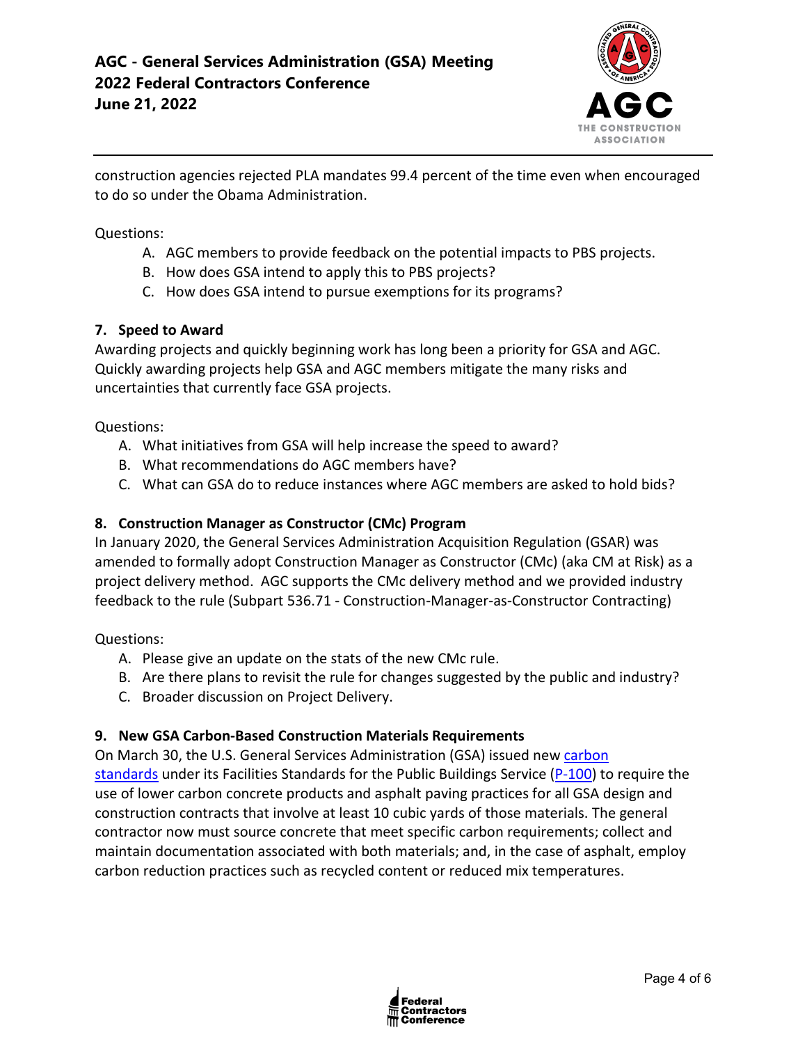construction agencies rejected PLA mandates 99.4 percent of the time even when encouraged to do so under the Obama Administration.

Questions:

A. AGC members to provide feedback on the potential impacts to PBS projects.
B. How does GSA intend to apply this to PBS projects?
C. How does GSA intend to pursue exemptions for its programs?

### 7. Speed to Award

Awarding projects and quickly beginning work has long been a priority for GSA and AGC. Quickly awarding projects help GSA and AGC members mitigate the many risks and uncertainties that currently face GSA projects.

Questions:

A. What initiatives from GSA will help increase the speed to award?
B. What recommendations do AGC members have?
C. What can GSA do to reduce instances where AGC members are asked to hold bids?

### 8. Construction Manager as Constructor (CMc) Program

In January 2020, the General Services Administration Acquisition Regulation (GSAR) was amended to formally adopt Construction Manager as Constructor (CMc) (aka CM at Risk) as a project delivery method. AGC supports the CMc delivery method and we provided industry feedback to the rule (Subpart 536.71 - Construction-Manager-as-Constructor Contracting)

Questions:

A. Please give an update on the stats of the new CMc rule.
B. Are there plans to revisit the rule for changes suggested by the public and industry?
C. Broader discussion on Project Delivery.

### 9. New GSA Carbon-Based Construction Materials Requirements

On March 30, the U.S. General Services Administration (GSA) issued new carbon standards under its Facilities Standards for the Public Buildings Service (P-100) to require the use of lower carbon concrete products and asphalt paving practices for all GSA design and construction contracts that involve at least 10 cubic yards of those materials. The general contractor now must source concrete that meet specific carbon requirements; collect and maintain documentation associated with both materials; and, in the case of asphalt, employ carbon reduction practices such as recycled content or reduced mix temperatures.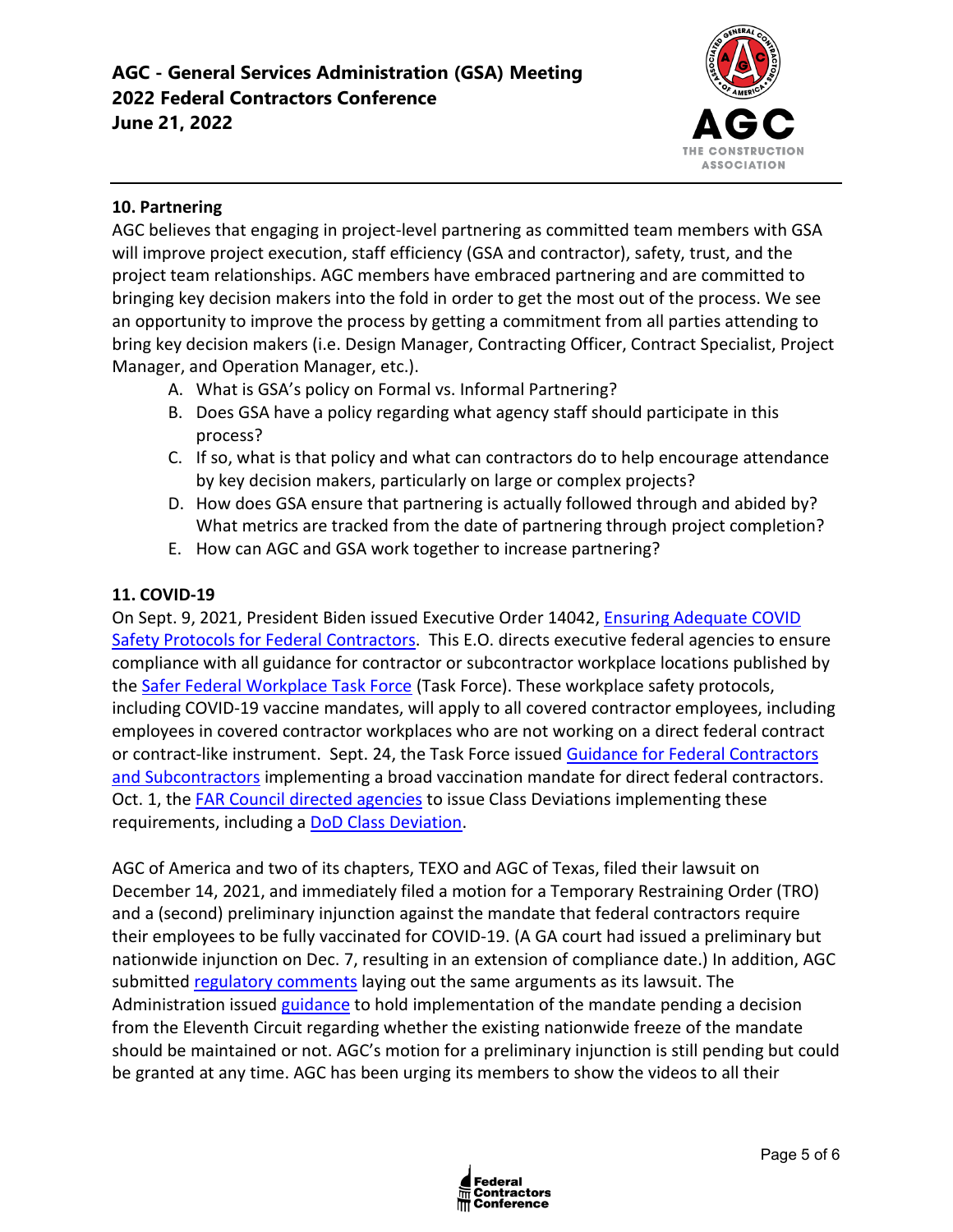## 10. Partnering

AGC believes that engaging in project-level partnering as committed team members with GSA will improve project execution, staff efficiency (GSA and contractor), safety, trust, and the project team relationships. AGC members have embraced partnering and are committed to bringing key decision makers into the fold in order to get the most out of the process. We see an opportunity to improve the process by getting a commitment from all parties attending to bring key decision makers (i.e. Design Manager, Contracting Officer, Contract Specialist, Project Manager, and Operation Manager, etc.).

A. What is GSA's policy on Formal vs. Informal Partnering?
B. Does GSA have a policy regarding what agency staff should participate in this process?
C. If so, what is that policy and what can contractors do to help encourage attendance by key decision makers, particularly on large or complex projects?
D. How does GSA ensure that partnering is actually followed through and abided by? What metrics are tracked from the date of partnering through project completion?
E. How can AGC and GSA work together to increase partnering?

## 11. COVID-19

On Sept. 9, 2021, President Biden issued Executive Order 14042, Ensuring Adequate COVID Safety Protocols for Federal Contractors. This E.O. directs executive federal agencies to ensure compliance with all guidance for contractor or subcontractor workplace locations published by the Safer Federal Workplace Task Force (Task Force). These workplace safety protocols, including COVID-19 vaccine mandates, will apply to all covered contractor employees, including employees in covered contractor workplaces who are not working on a direct federal contract or contract-like instrument. Sept. 24, the Task Force issued Guidance for Federal Contractors and Subcontractors implementing a broad vaccination mandate for direct federal contractors. Oct. 1, the FAR Council directed agencies to issue Class Deviations implementing these requirements, including a DoD Class Deviation.

AGC of America and two of its chapters, TEXO and AGC of Texas, filed their lawsuit on December 14, 2021, and immediately filed a motion for a Temporary Restraining Order (TRO) and a (second) preliminary injunction against the mandate that federal contractors require their employees to be fully vaccinated for COVID-19. (A GA court had issued a preliminary but nationwide injunction on Dec. 7, resulting in an extension of compliance date.) In addition, AGC submitted regulatory comments laying out the same arguments as its lawsuit. The Administration issued guidance to hold implementation of the mandate pending a decision from the Eleventh Circuit regarding whether the existing nationwide freeze of the mandate should be maintained or not. AGC's motion for a preliminary injunction is still pending but could be granted at any time. AGC has been urging its members to show the videos to all their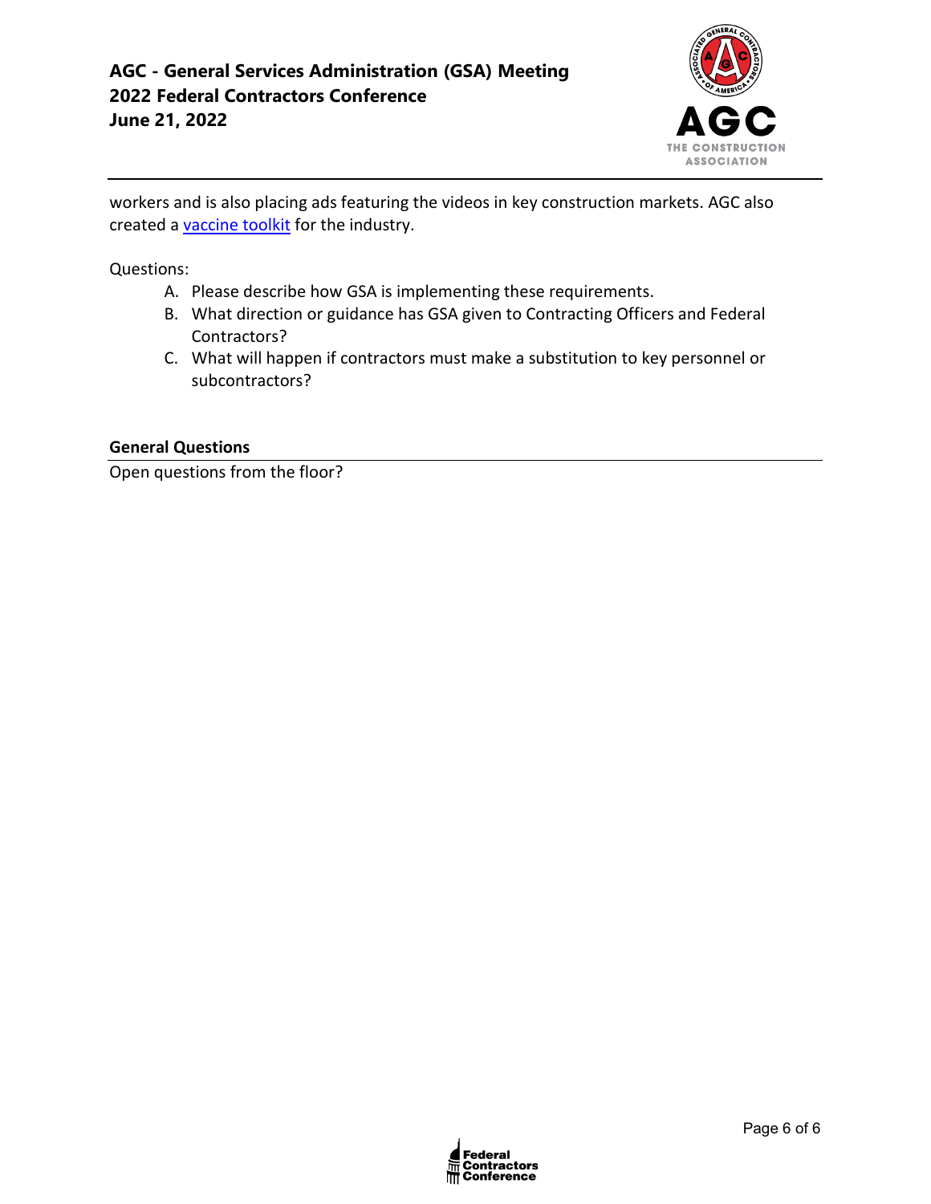workers and is also placing ads featuring the videos in key construction markets. AGC also created a [vaccine toolkit](#) for the industry.

Questions:

A. Please describe how GSA is implementing these requirements.
B. What direction or guidance has GSA given to Contracting Officers and Federal Contractors?
C. What will happen if contractors must make a substitution to key personnel or subcontractors?

## General Questions

Open questions from the floor?